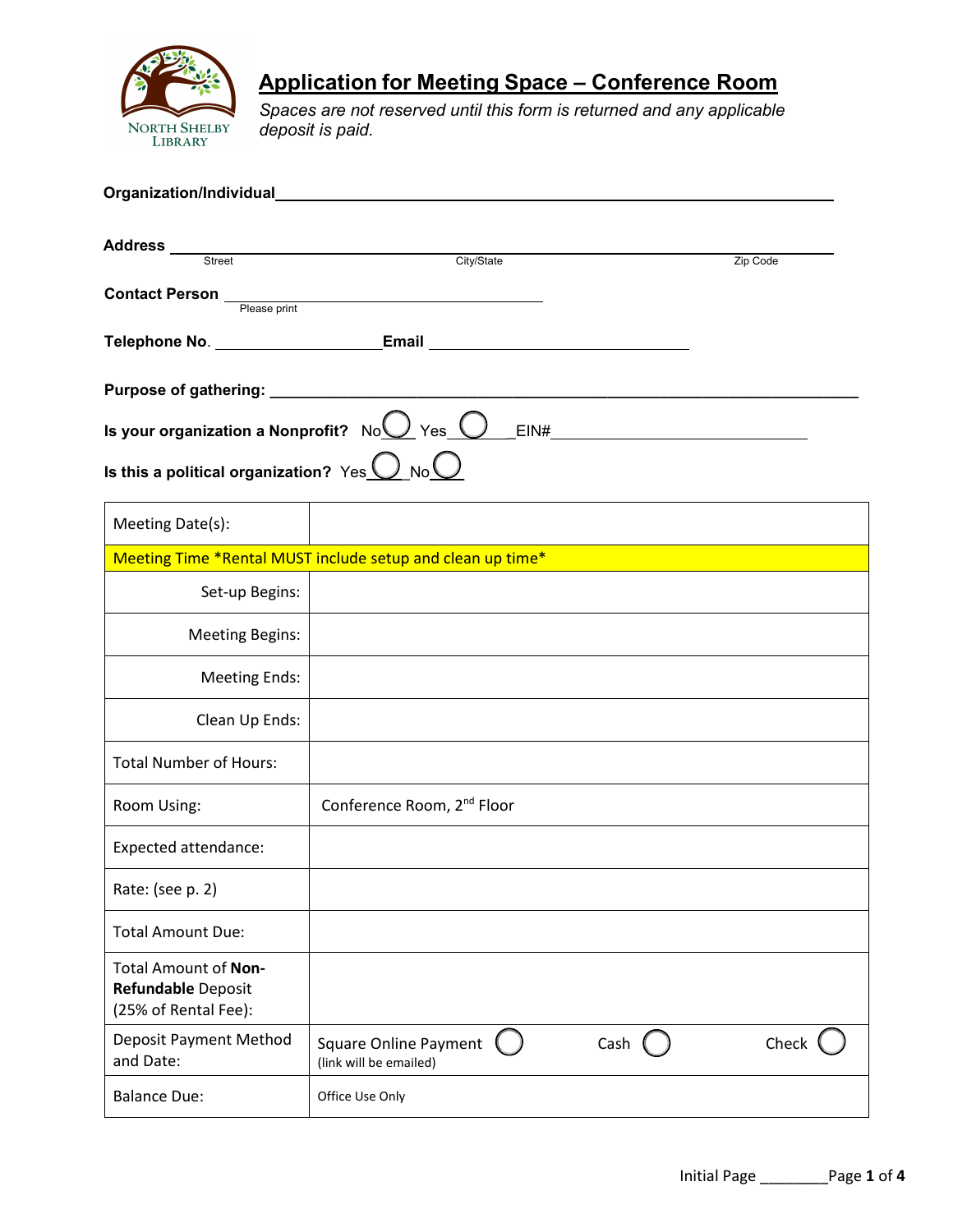North Shelby Library

# Application for Meeting Space – Conference Room

*Spaces are not reserved until this form is returned and any applicable deposit is paid.*

**Organization/Individual**\_\_\_\_\_\_\_\_\_\_\_\_\_\_\_\_\_\_\_\_\_\_\_\_\_\_\_\_\_\_\_\_\_\_\_\_\_\_\_\_\_\_\_\_\_\_\_\_\_\_\_\_\_\_\_\_

**Address** \_\_\_\_\_\_\_\_\_\_\_\_\_\_\_\_\_\_\_\_\_\_\_\_\_\_\_\_\_\_\_\_\_\_\_\_\_\_\_\_\_\_\_\_\_\_\_\_\_\_\_\_\_\_\_\_\_\_\_\_\_\_
Street City/State Zip Code

**Contact Person** \_\_\_\_\_\_\_\_\_\_\_\_\_\_\_\_\_\_\_\_\_\_\_\_\_\_\_\_\_\_\_\_
Please print

**Telephone No**. \_\_\_\_\_\_\_\_\_\_\_\_\_\_\_\_\_\_ **Email** \_\_\_\_\_\_\_\_\_\_\_\_\_\_\_\_\_\_\_\_\_\_\_\_\_\_\_\_

**Purpose of gathering:** \_\_\_\_\_\_\_\_\_\_\_\_\_\_\_\_\_\_\_\_\_\_\_\_\_\_\_\_\_\_\_\_\_\_\_\_\_\_\_\_\_\_\_\_\_\_\_\_\_\_\_\_\_\_\_\_\_\_\_\_

**Is your organization a Nonprofit?** No ◯ Yes ◯ EIN#\_\_\_\_\_\_\_\_\_\_\_\_\_\_\_\_\_\_\_\_\_\_\_\_\_\_\_\_

**Is this a political organization?** Yes ◯ No ◯

| Meeting Date(s): | | | |
|---|---|---|---|
| Meeting Time *Rental MUST include setup and clean up time* | | | |
| Set-up Begins: | | | |
| Meeting Begins: | | | |
| Meeting Ends: | | | |
| Clean Up Ends: | | | |
| Total Number of Hours: | | | |
| Room Using: | Conference Room, 2nd Floor | | |
| Expected attendance: | | | |
| Rate: (see p. 2) | | | |
| Total Amount Due: | | | |
| Total Amount of **Non-Refundable** Deposit (25% of Rental Fee): | | | |
| Deposit Payment Method and Date: | Square Online Payment ◯ (link will be emailed) | Cash ◯ | Check ◯ |
| Balance Due: | Office Use Only | | |

Initial Page \_\_\_\_\_\_\_\_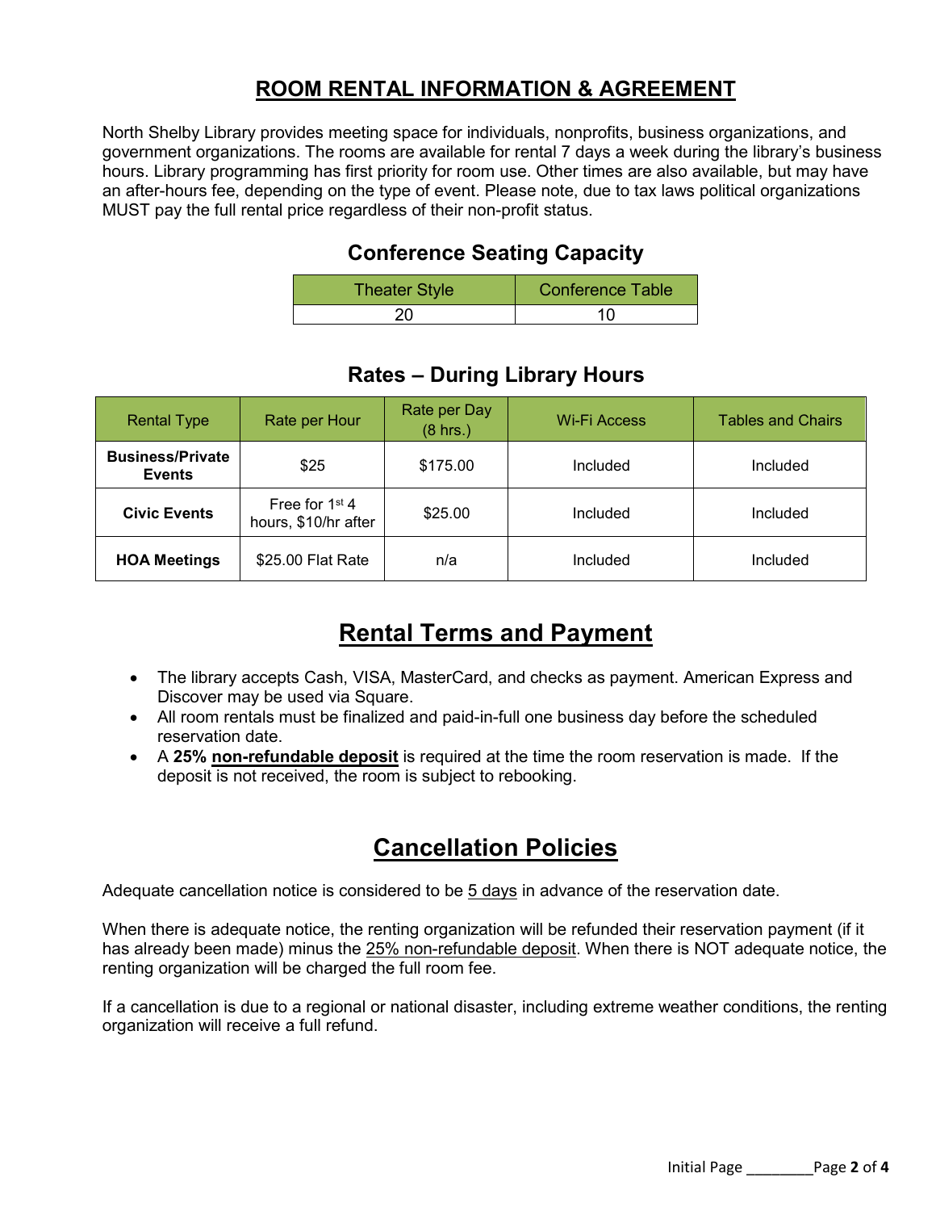# ROOM RENTAL INFORMATION & AGREEMENT

North Shelby Library provides meeting space for individuals, nonprofits, business organizations, and government organizations. The rooms are available for rental 7 days a week during the library's business hours. Library programming has first priority for room use. Other times are also available, but may have an after-hours fee, depending on the type of event. Please note, due to tax laws political organizations MUST pay the full rental price regardless of their non-profit status.

## Conference Seating Capacity

| Theater Style | Conference Table |
|---|---|
| 20 | 10 |

## Rates – During Library Hours

| Rental Type | Rate per Hour | Rate per Day (8 hrs.) | Wi-Fi Access | Tables and Chairs |
|---|---|---|---|---|
| **Business/Private Events** | $25 | $175.00 | Included | Included |
| **Civic Events** | Free for 1st 4 hours, $10/hr after | $25.00 | Included | Included |
| **HOA Meetings** | $25.00 Flat Rate | n/a | Included | Included |

# Rental Terms and Payment

- The library accepts Cash, VISA, MasterCard, and checks as payment. American Express and Discover may be used via Square.
- All room rentals must be finalized and paid-in-full one business day before the scheduled reservation date.
- A **25% non-refundable deposit** is required at the time the room reservation is made. If the deposit is not received, the room is subject to rebooking.

# Cancellation Policies

Adequate cancellation notice is considered to be 5 days in advance of the reservation date.

When there is adequate notice, the renting organization will be refunded their reservation payment (if it has already been made) minus the 25% non-refundable deposit. When there is NOT adequate notice, the renting organization will be charged the full room fee.

If a cancellation is due to a regional or national disaster, including extreme weather conditions, the renting organization will receive a full refund.

Initial Page ________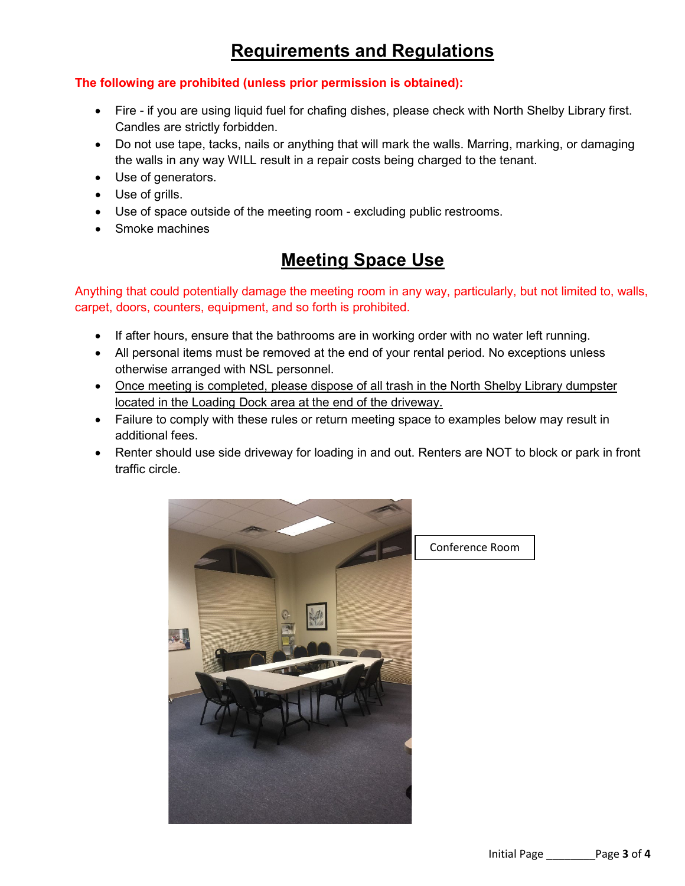# Requirements and Regulations

**The following are prohibited (unless prior permission is obtained):**

- Fire - if you are using liquid fuel for chafing dishes, please check with North Shelby Library first. Candles are strictly forbidden.
- Do not use tape, tacks, nails or anything that will mark the walls. Marring, marking, or damaging the walls in any way WILL result in a repair costs being charged to the tenant.
- Use of generators.
- Use of grills.
- Use of space outside of the meeting room - excluding public restrooms.
- Smoke machines

# Meeting Space Use

Anything that could potentially damage the meeting room in any way, particularly, but not limited to, walls, carpet, doors, counters, equipment, and so forth is prohibited.

- If after hours, ensure that the bathrooms are in working order with no water left running.
- All personal items must be removed at the end of your rental period. No exceptions unless otherwise arranged with NSL personnel.
- Once meeting is completed, please dispose of all trash in the North Shelby Library dumpster located in the Loading Dock area at the end of the driveway.
- Failure to comply with these rules or return meeting space to examples below may result in additional fees.
- Renter should use side driveway for loading in and out. Renters are NOT to block or park in front traffic circle.

Conference Room

Initial Page ________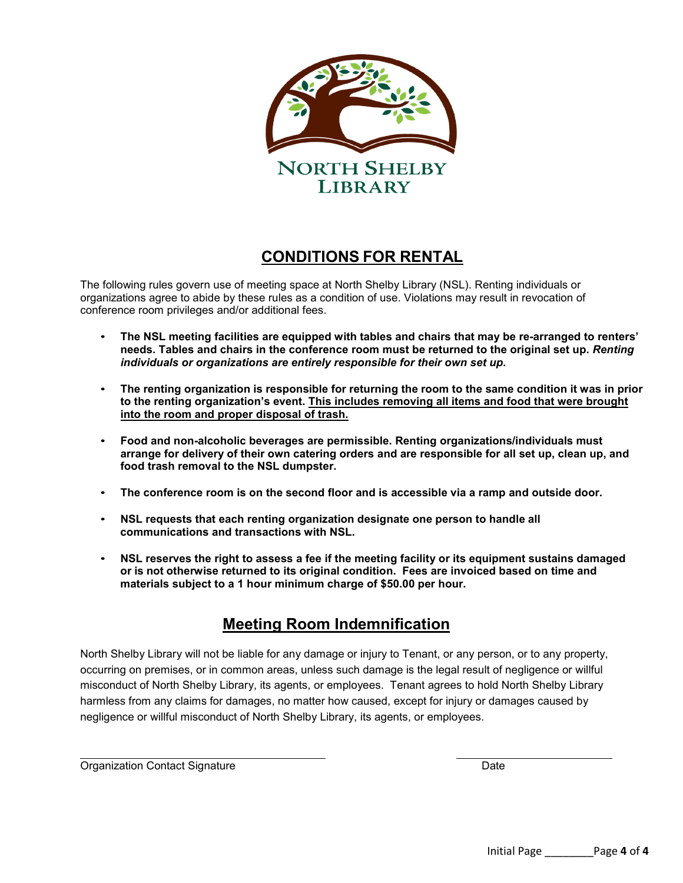NORTH SHELBY LIBRARY

## CONDITIONS FOR RENTAL

The following rules govern use of meeting space at North Shelby Library (NSL). Renting individuals or organizations agree to abide by these rules as a condition of use. Violations may result in revocation of conference room privileges and/or additional fees.

- **The NSL meeting facilities are equipped with tables and chairs that may be re-arranged to renters' needs. Tables and chairs in the conference room must be returned to the original set up. *Renting individuals or organizations are entirely responsible for their own set up.***
- **The renting organization is responsible for returning the room to the same condition it was in prior to the renting organization's event. This includes removing all items and food that were brought into the room and proper disposal of trash.**
- **Food and non-alcoholic beverages are permissible. Renting organizations/individuals must arrange for delivery of their own catering orders and are responsible for all set up, clean up, and food trash removal to the NSL dumpster.**
- **The conference room is on the second floor and is accessible via a ramp and outside door.**
- **NSL requests that each renting organization designate one person to handle all communications and transactions with NSL.**
- **NSL reserves the right to assess a fee if the meeting facility or its equipment sustains damaged or is not otherwise returned to its original condition. Fees are invoiced based on time and materials subject to a 1 hour minimum charge of $50.00 per hour.**

## Meeting Room Indemnification

North Shelby Library will not be liable for any damage or injury to Tenant, or any person, or to any property, occurring on premises, or in common areas, unless such damage is the legal result of negligence or willful misconduct of North Shelby Library, its agents, or employees. Tenant agrees to hold North Shelby Library harmless from any claims for damages, no matter how caused, except for injury or damages caused by negligence or willful misconduct of North Shelby Library, its agents, or employees.

_______________________________________ &nbsp;&nbsp;&nbsp;&nbsp;&nbsp;&nbsp;&nbsp;&nbsp; _________________________

Organization Contact Signature &nbsp;&nbsp;&nbsp;&nbsp;&nbsp;&nbsp;&nbsp;&nbsp; Date

Initial Page ________